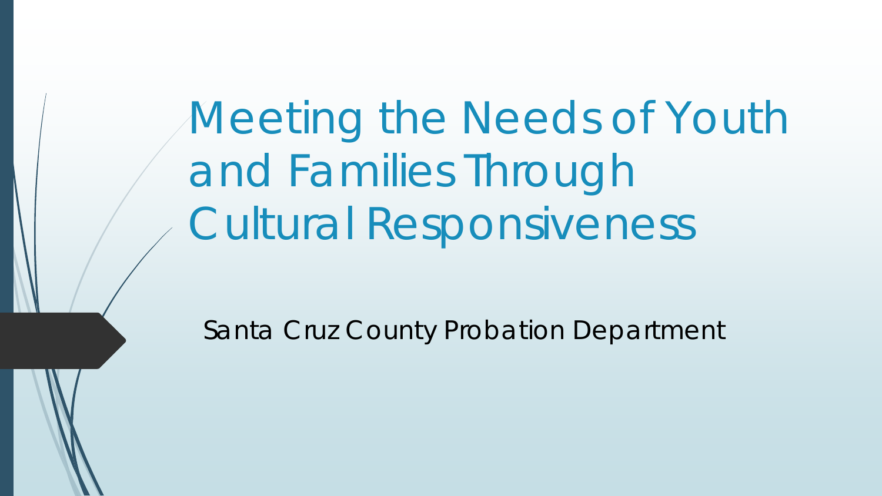# Meeting the Needs of Youth and Families Through Cultural Responsiveness

Santa Cruz County Probation Department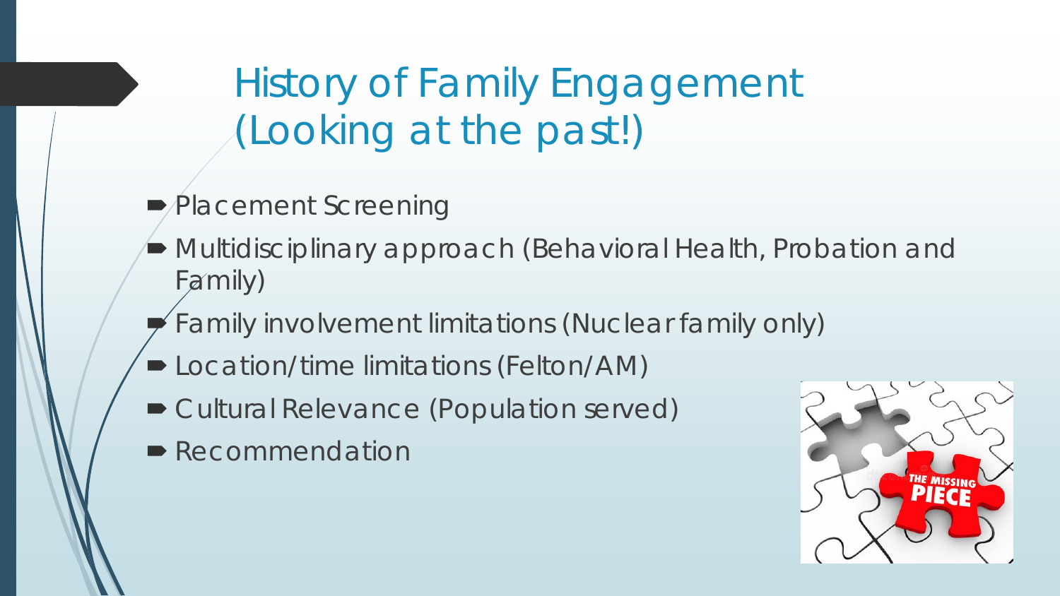# History of Family Engagement (Looking at the past!)

- Placement Screening
- Multidisciplinary approach (Behavioral Health, Probation and Family)
- Family involvement limitations (Nuclear family only)
- Location/time limitations (Felton/AM)
- Cultural Relevance (Population served)
- Recommendation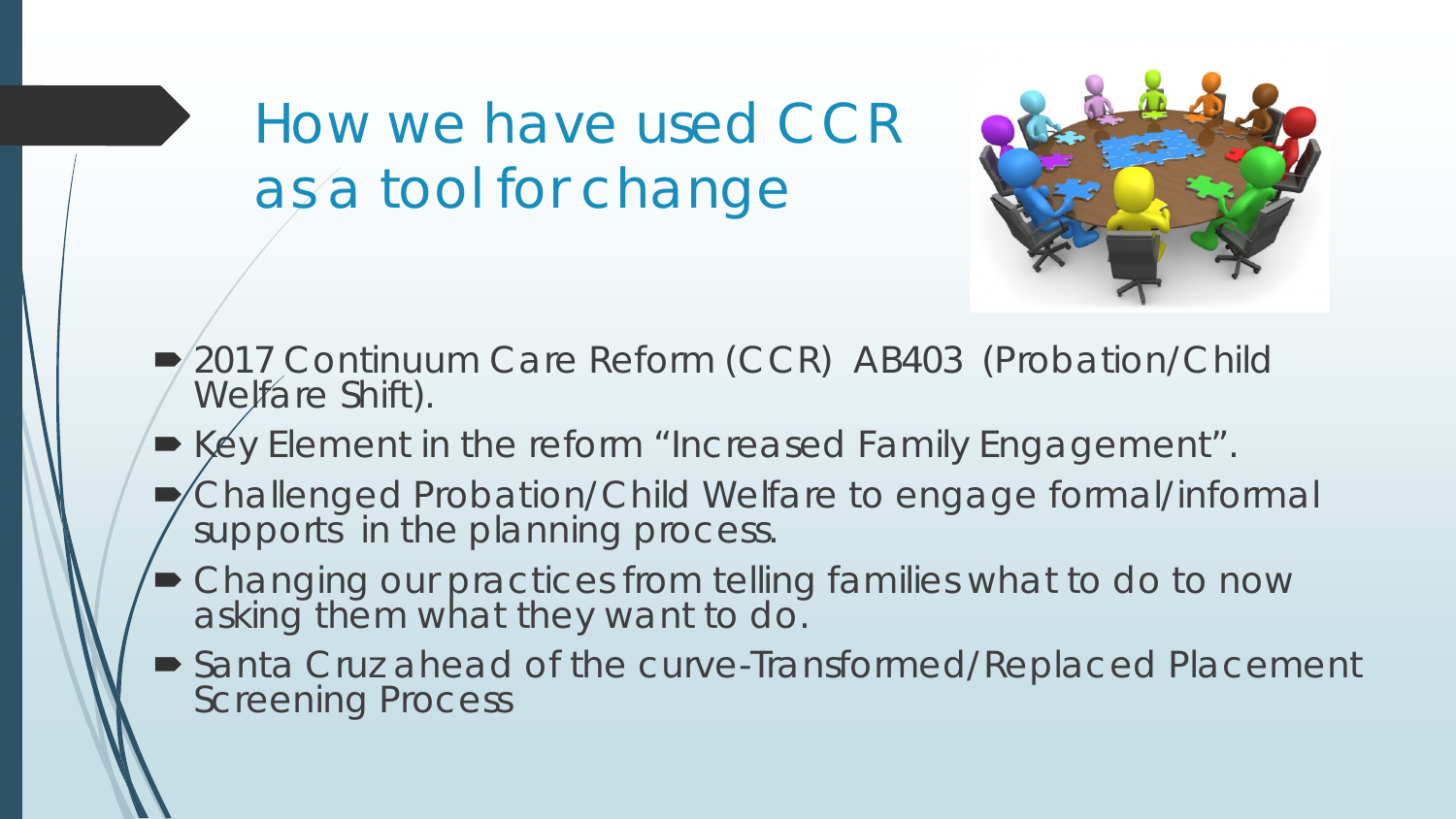# How we have used CCR as a tool for change

- 2017 Continuum Care Reform (CCR) AB403 (Probation/Child Welfare Shift).
- Key Element in the reform "Increased Family Engagement".
- Challenged Probation/Child Welfare to engage formal/informal supports in the planning process.
- Changing our practices from telling families what to do to now asking them what they want to do.
- Santa Cruz ahead of the curve-Transformed/Replaced Placement Screening Process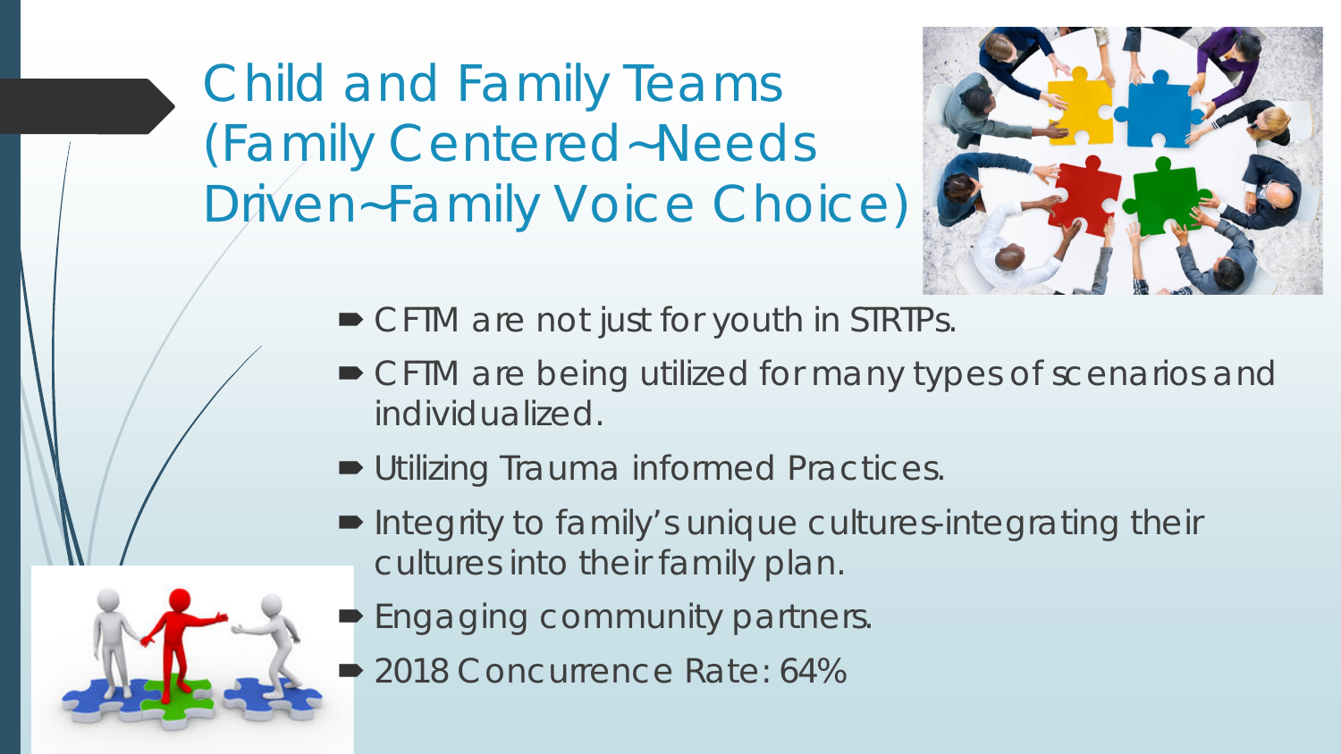# Child and Family Teams (Family Centered~Needs Driven~Family Voice Choice)

- CFTM are not just for youth in STRTPs.
- CFTM are being utilized for many types of scenarios and individualized.
- Utilizing Trauma informed Practices.
- Integrity to family's unique cultures-integrating their cultures into their family plan.
- Engaging community partners.
- 2018 Concurrence Rate: 64%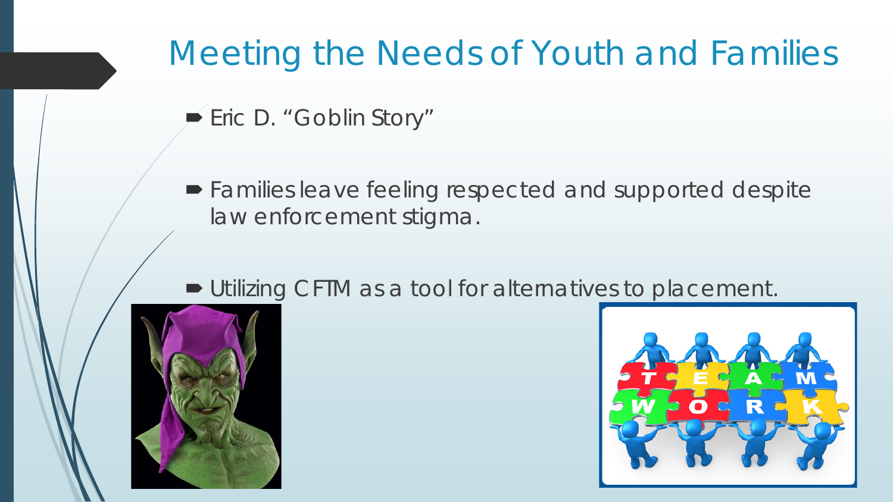# Meeting the Needs of Youth and Families

- Eric D. "Goblin Story"
- Families leave feeling respected and supported despite law enforcement stigma.
- Utilizing CFTM as a tool for alternatives to placement.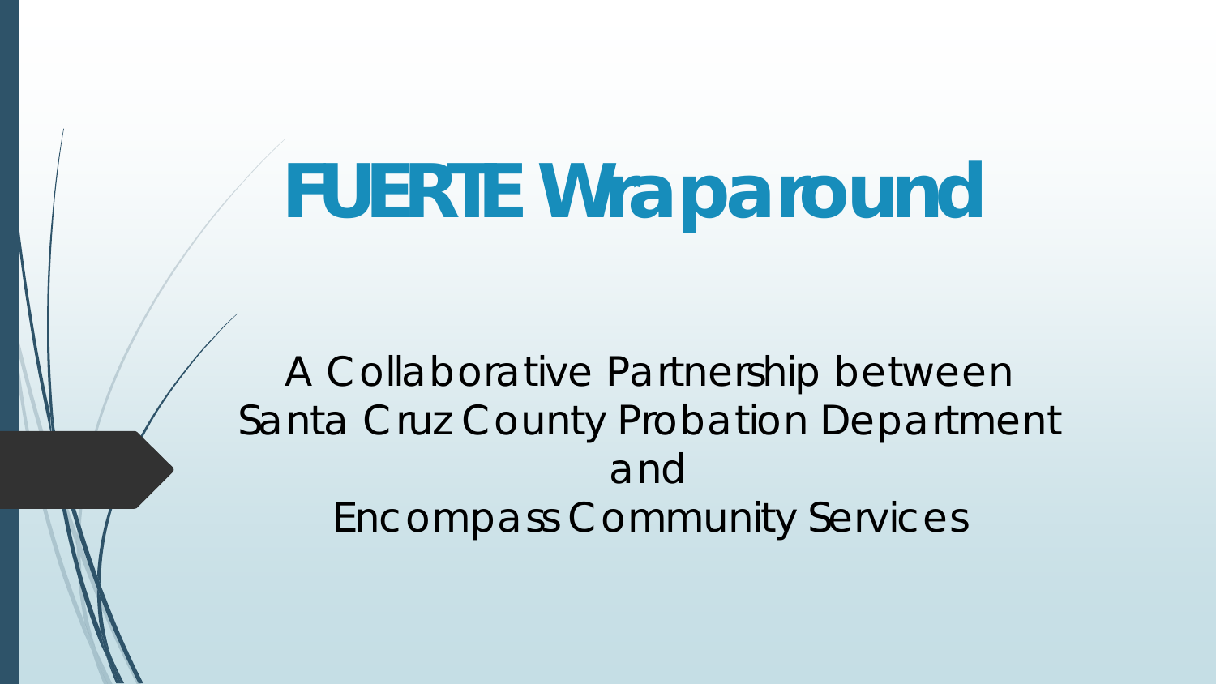# FUERTE Wraparound

A Collaborative Partnership between
Santa Cruz County Probation Department
and
Encompass Community Services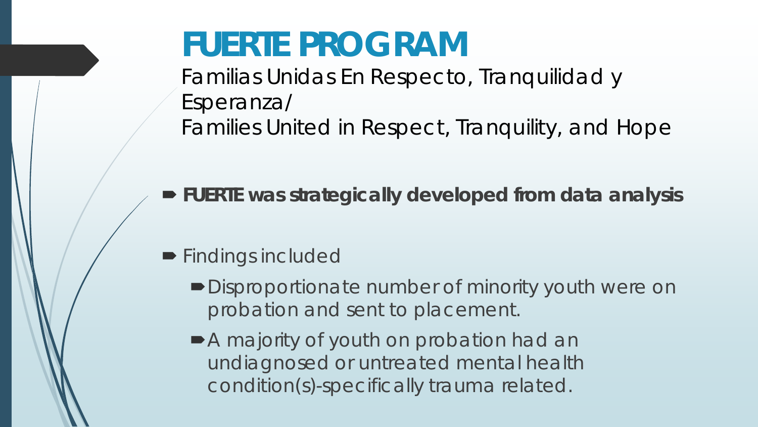# FUERTE PROGRAM

Familias Unidas En Respecto, Tranquilidad y Esperanza/
Families United in Respect, Tranquility, and Hope

- **FUERTE was strategically developed from data analysis**

- Findings included
  - Disproportionate number of minority youth were on probation and sent to placement.
  - A majority of youth on probation had an undiagnosed or untreated mental health condition(s)-specifically trauma related.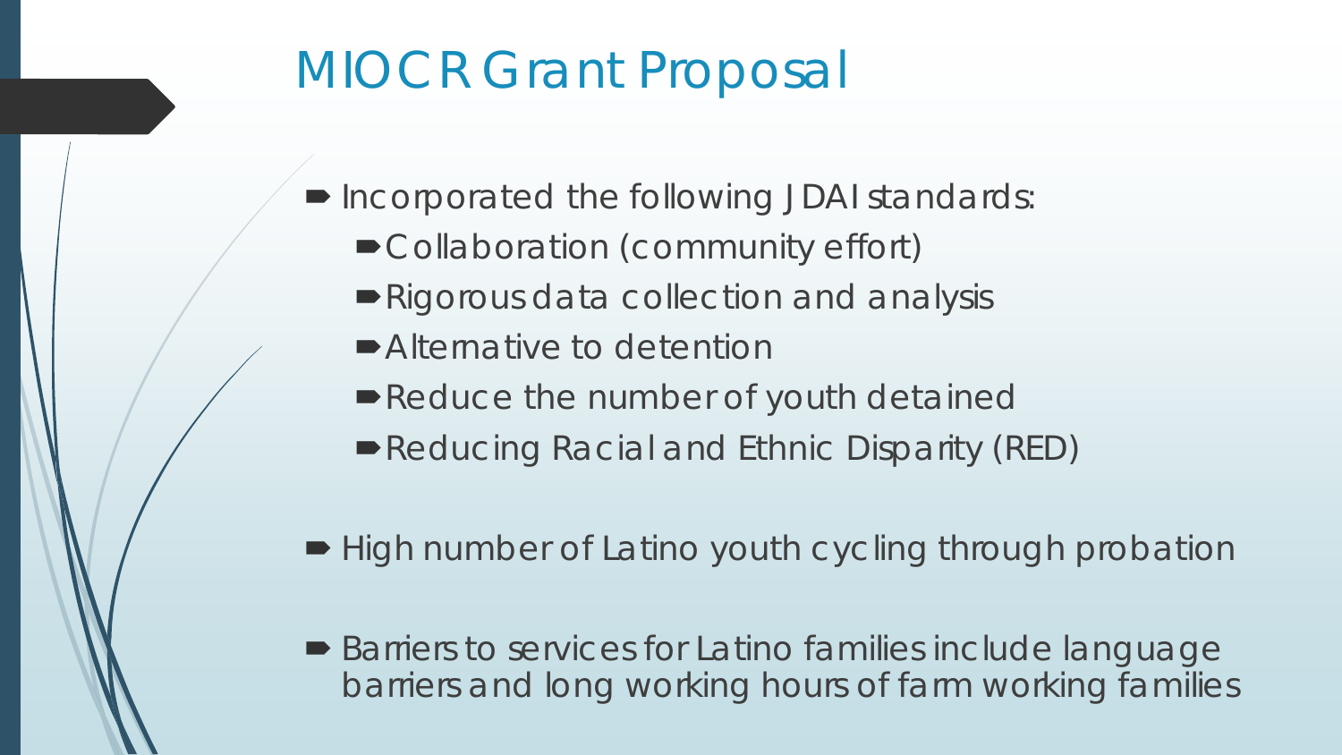# MIOCR Grant Proposal

- Incorporated the following JDAI standards:
  - Collaboration (community effort)
  - Rigorous data collection and analysis
  - Alternative to detention
  - Reduce the number of youth detained
  - Reducing Racial and Ethnic Disparity (RED)
- High number of Latino youth cycling through probation
- Barriers to services for Latino families include language barriers and long working hours of farm working families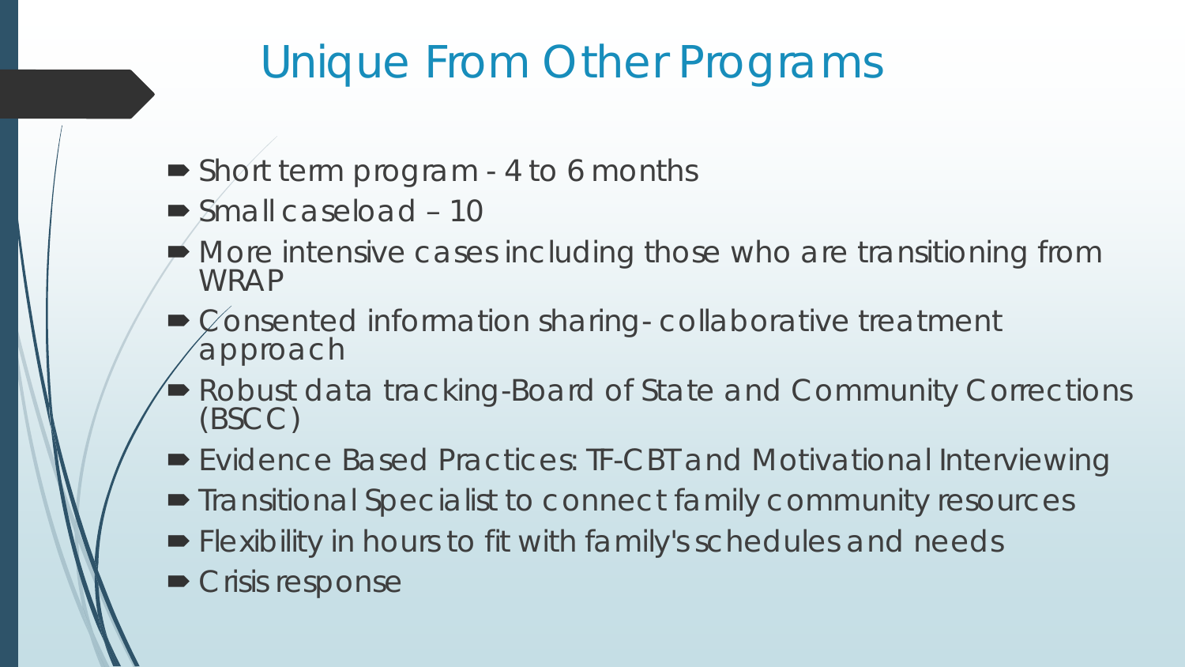# Unique From Other Programs

- Short term program - 4 to 6 months
- Small caseload – 10
- More intensive cases including those who are transitioning from WRAP
- Consented information sharing- collaborative treatment approach
- Robust data tracking-Board of State and Community Corrections (BSCC)
- Evidence Based Practices: TF-CBT and Motivational Interviewing
- Transitional Specialist to connect family community resources
- Flexibility in hours to fit with family's schedules and needs
- Crisis response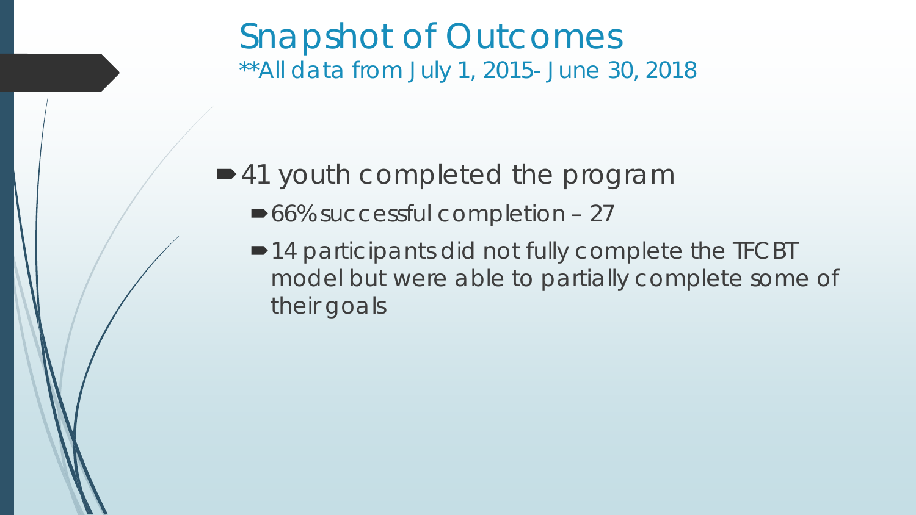# Snapshot of Outcomes

**All data from July 1, 2015- June 30, 2018

- 41 youth completed the program
  - 66% successful completion – 27
  - 14 participants did not fully complete the TFCBT model but were able to partially complete some of their goals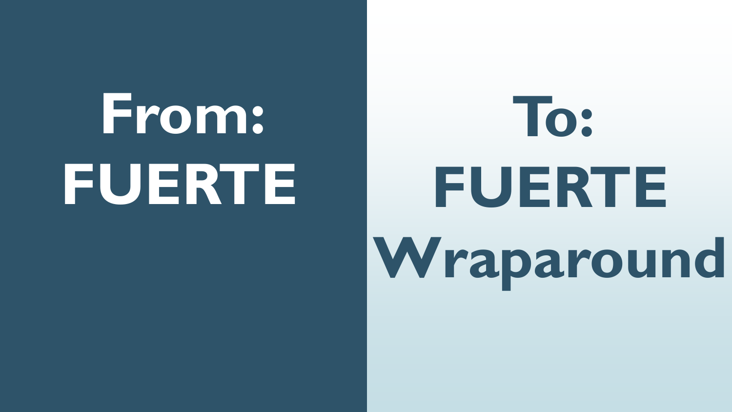# From: FUERTE

# To: FUERTE Wraparound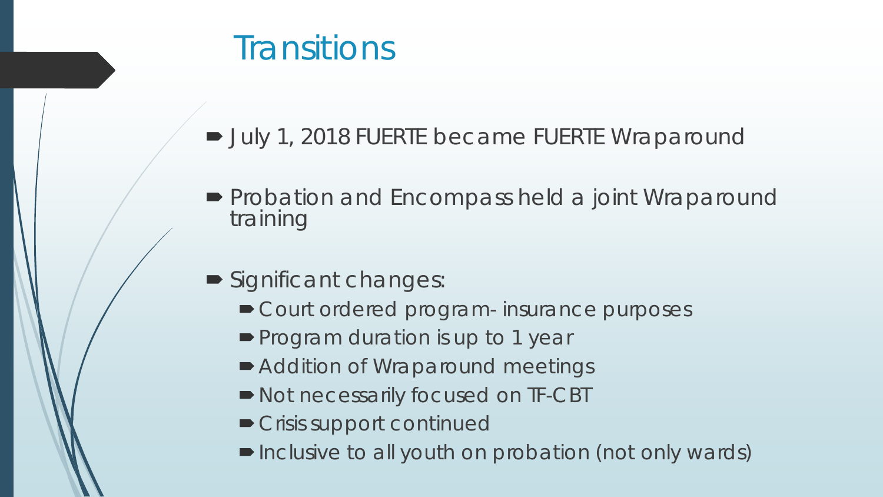# Transitions

- July 1, 2018 FUERTE became FUERTE Wraparound
- Probation and Encompass held a joint Wraparound training
- Significant changes:
  - Court ordered program- insurance purposes
  - Program duration is up to 1 year
  - Addition of Wraparound meetings
  - Not necessarily focused on TF-CBT
  - Crisis support continued
  - Inclusive to all youth on probation (not only wards)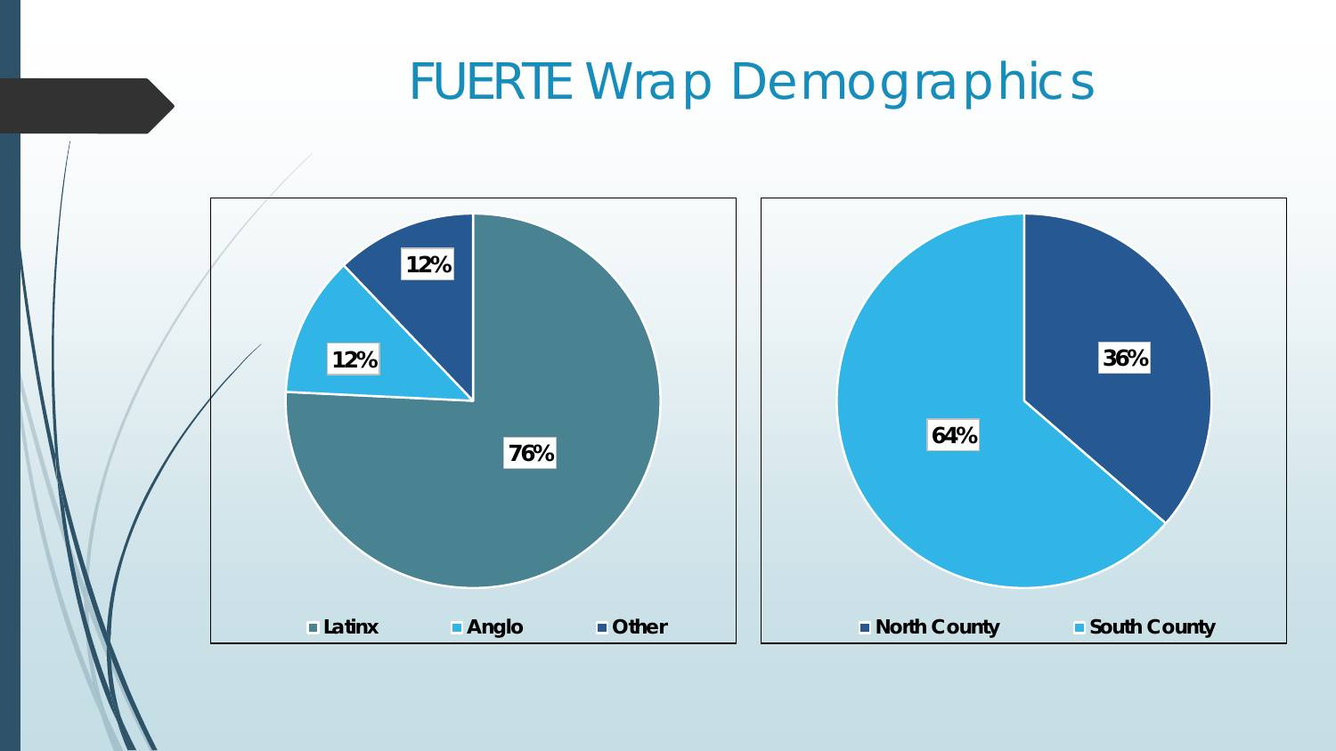# FUERTE Wrap Demographics

| Group | Percentage |
|---|---|
| Latinx | 76% |
| Anglo | 12% |
| Other | 12% |

| Region | Percentage |
|---|---|
| North County | 36% |
| South County | 64% |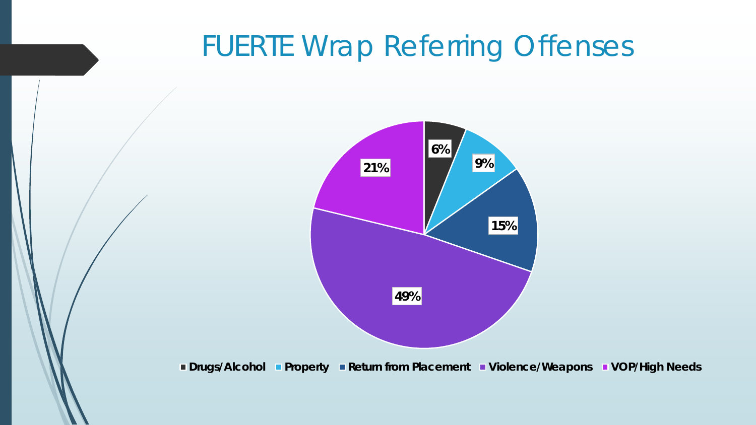# FUERTE Wrap Referring Offenses

| Offense | Percentage |
| --- | --- |
| Drugs/Alcohol | 6% |
| Property | 9% |
| Return from Placement | 15% |
| Violence/Weapons | 49% |
| VOP/High Needs | 21% |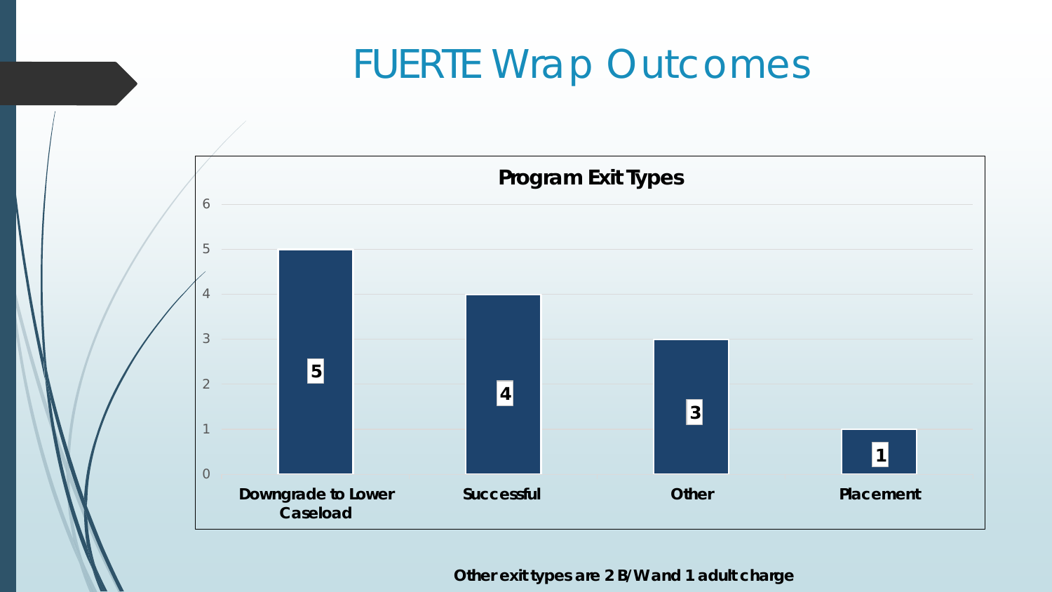# FUERTE Wrap Outcomes

**Program Exit Types**

| Exit Type | Count |
| --- | --- |
| Downgrade to Lower Caseload | 5 |
| Successful | 4 |
| Other | 3 |
| Placement | 1 |

**Other exit types are 2 B/W and 1 adult charge**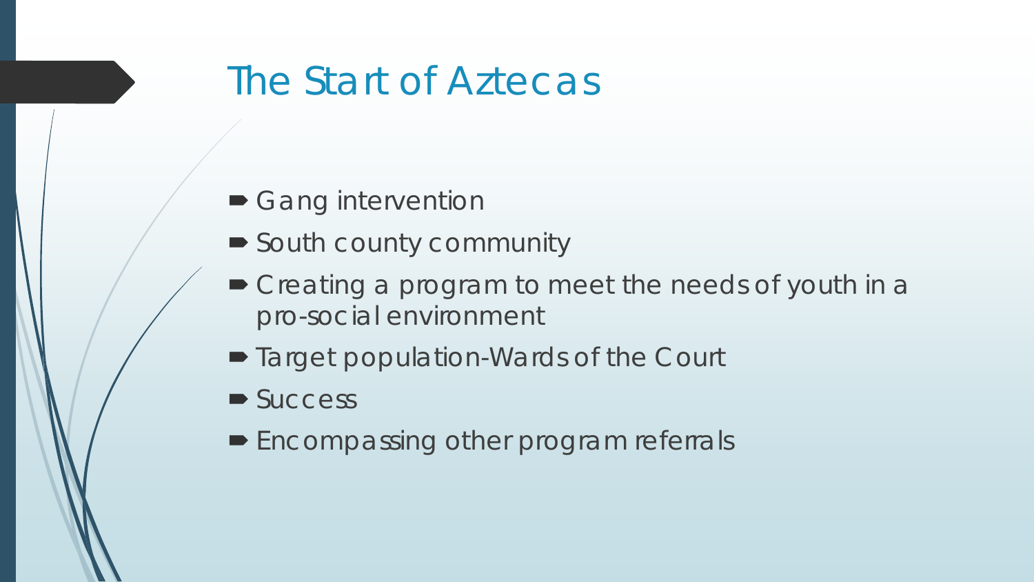# The Start of Aztecas

- Gang intervention
- South county community
- Creating a program to meet the needs of youth in a pro-social environment
- Target population-Wards of the Court
- Success
- Encompassing other program referrals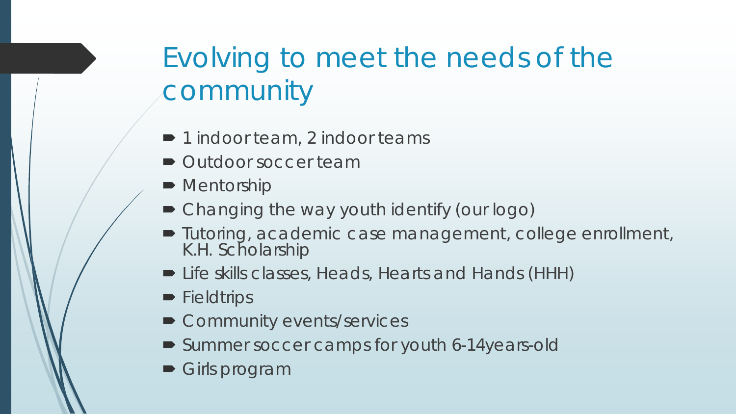# Evolving to meet the needs of the community

- 1 indoor team, 2 indoor teams
- Outdoor soccer team
- Mentorship
- Changing the way youth identify (our logo)
- Tutoring, academic case management, college enrollment, K.H. Scholarship
- Life skills classes, Heads, Hearts and Hands (HHH)
- Fieldtrips
- Community events/services
- Summer soccer camps for youth 6-14years-old
- Girls program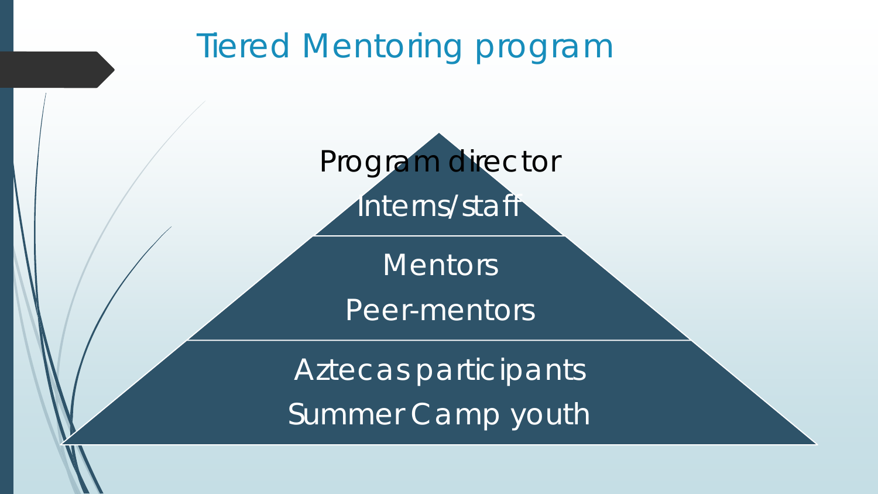# Tiered Mentoring program

Program director

Interns/staff

Mentors

Peer-mentors

Aztecas participants

Summer Camp youth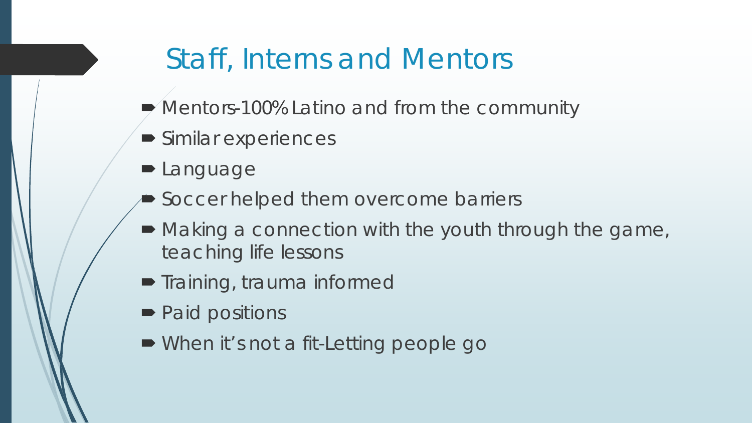# Staff, Interns and Mentors

- Mentors-100% Latino and from the community
- Similar experiences
- Language
- Soccer helped them overcome barriers
- Making a connection with the youth through the game, teaching life lessons
- Training, trauma informed
- Paid positions
- When it's not a fit-Letting people go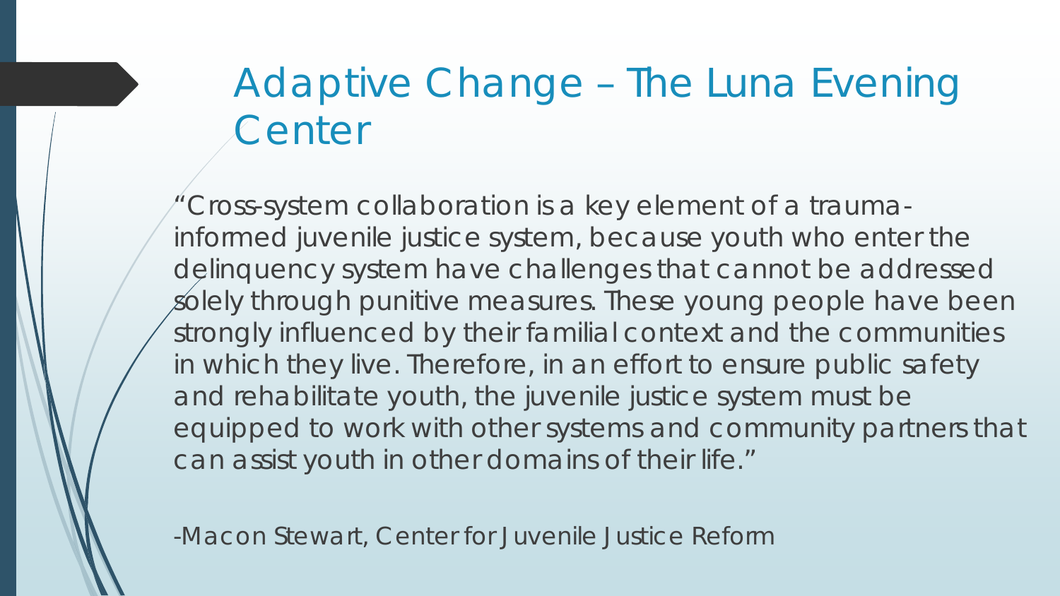# Adaptive Change – The Luna Evening Center

"Cross-system collaboration is a key element of a trauma-informed juvenile justice system, because youth who enter the delinquency system have challenges that cannot be addressed solely through punitive measures. These young people have been strongly influenced by their familial context and the communities in which they live. Therefore, in an effort to ensure public safety and rehabilitate youth, the juvenile justice system must be equipped to work with other systems and community partners that can assist youth in other domains of their life."

-Macon Stewart, Center for Juvenile Justice Reform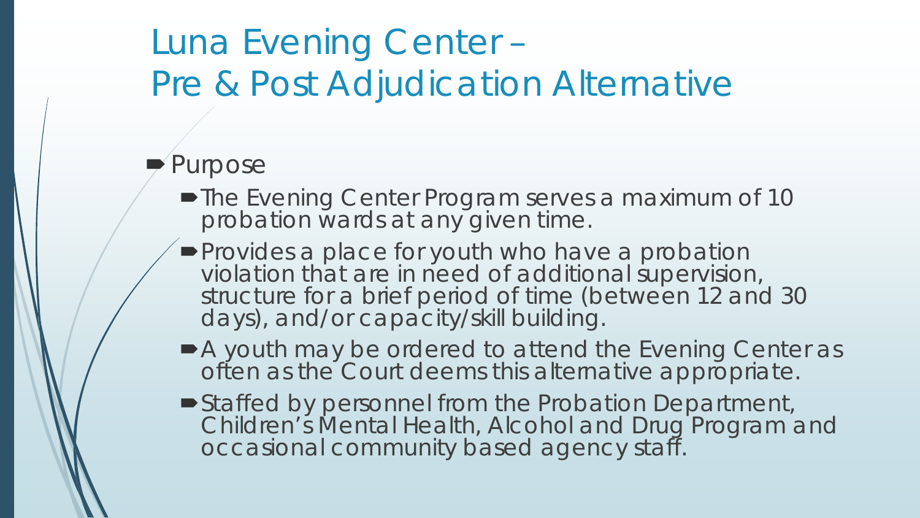# Luna Evening Center – Pre & Post Adjudication Alternative

- Purpose
  - The Evening Center Program serves a maximum of 10 probation wards at any given time.
  - Provides a place for youth who have a probation violation that are in need of additional supervision, structure for a brief period of time (between 12 and 30 days), and/or capacity/skill building.
  - A youth may be ordered to attend the Evening Center as often as the Court deems this alternative appropriate.
  - Staffed by personnel from the Probation Department, Children's Mental Health, Alcohol and Drug Program and occasional community based agency staff.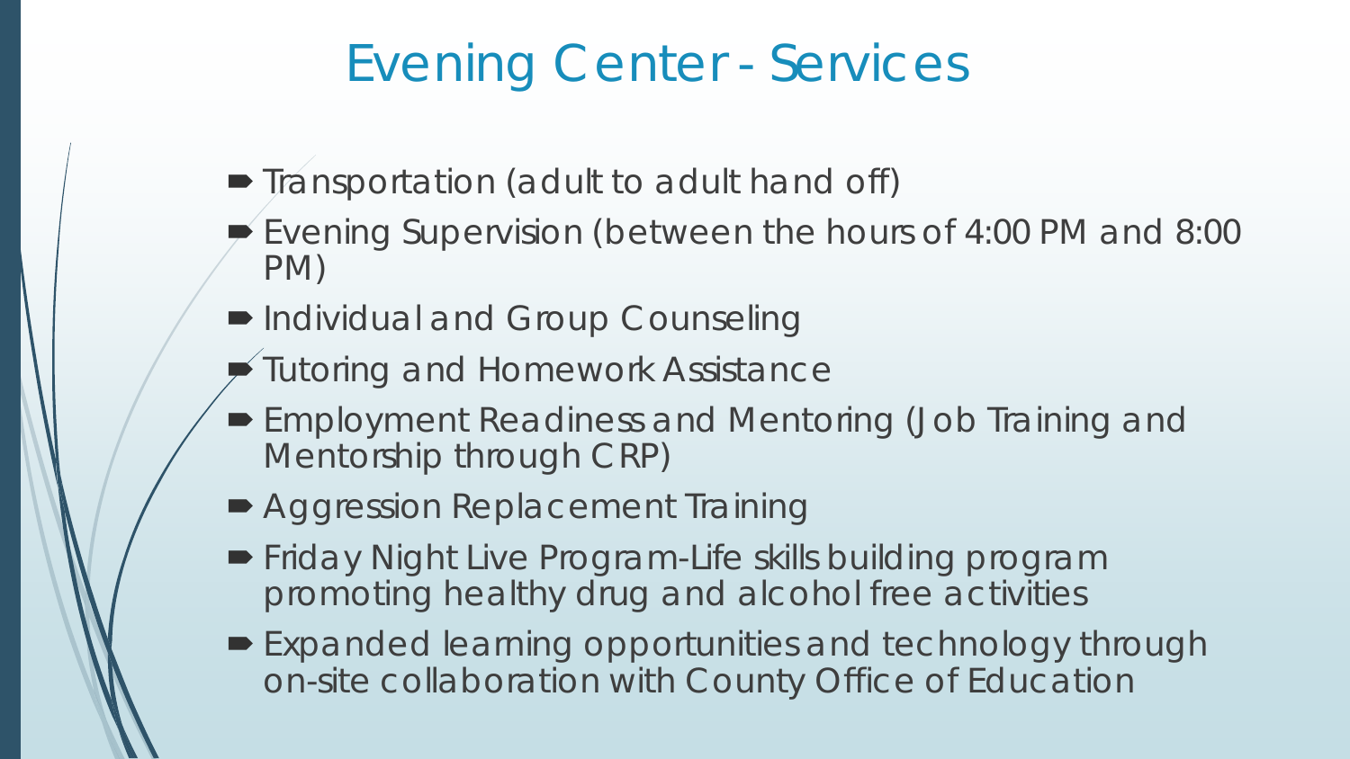# Evening Center - Services

- Transportation (adult to adult hand off)
- Evening Supervision (between the hours of 4:00 PM and 8:00 PM)
- Individual and Group Counseling
- Tutoring and Homework Assistance
- Employment Readiness and Mentoring (Job Training and Mentorship through CRP)
- Aggression Replacement Training
- Friday Night Live Program-Life skills building program promoting healthy drug and alcohol free activities
- Expanded learning opportunities and technology through on-site collaboration with County Office of Education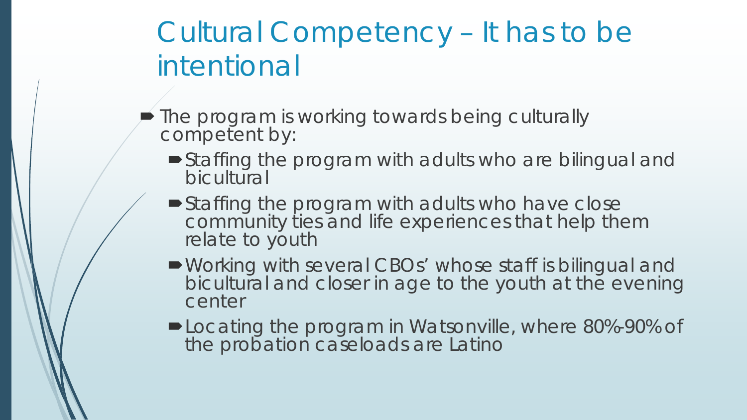# Cultural Competency – It has to be intentional

- The program is working towards being culturally competent by:
  - Staffing the program with adults who are bilingual and bicultural
  - Staffing the program with adults who have close community ties and life experiences that help them relate to youth
  - Working with several CBOs' whose staff is bilingual and bicultural and closer in age to the youth at the evening center
  - Locating the program in Watsonville, where 80%-90% of the probation caseloads are Latino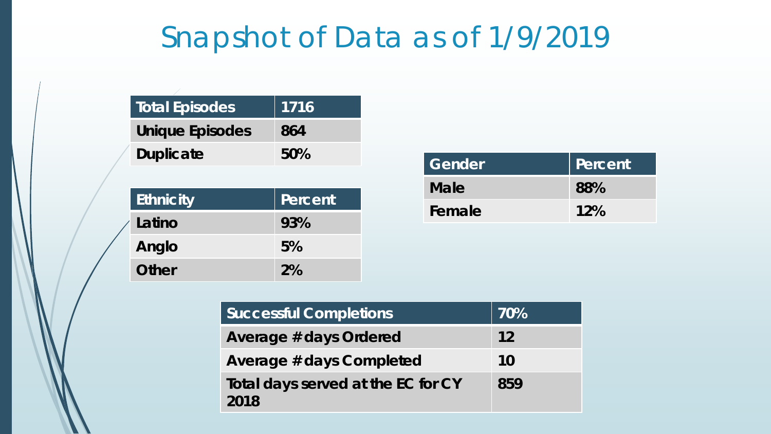# Snapshot of Data as of 1/9/2019

| Total Episodes | 1716 |
| --- | --- |
| Unique Episodes | 864 |
| Duplicate | 50% |

| Ethnicity | Percent |
| --- | --- |
| Latino | 93% |
| Anglo | 5% |
| Other | 2% |

| Gender | Percent |
| --- | --- |
| Male | 88% |
| Female | 12% |

| Successful Completions | 70% |
| --- | --- |
| Average # days Ordered | 12 |
| Average # days Completed | 10 |
| Total days served at the EC for CY 2018 | 859 |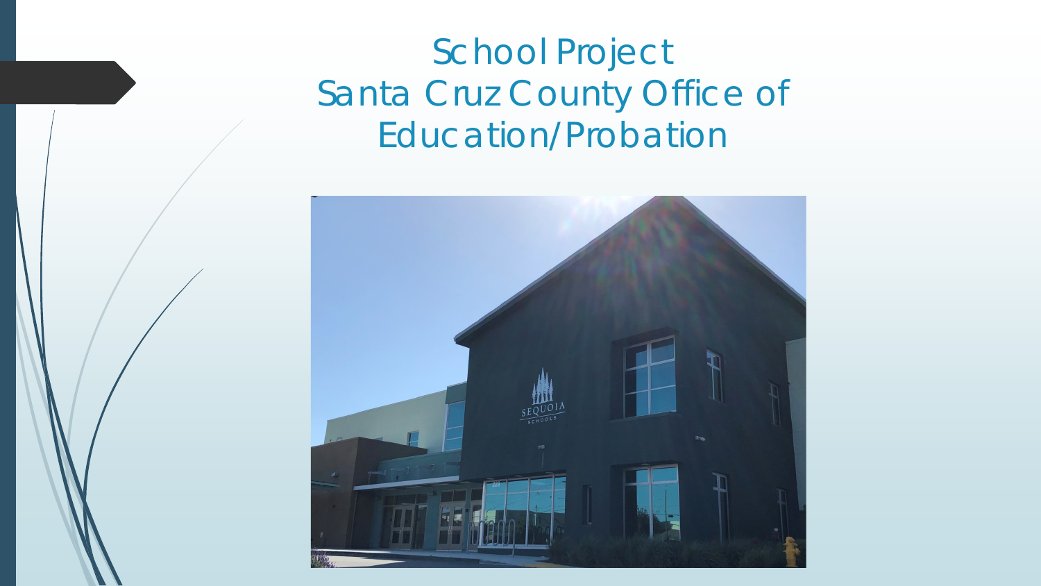# School Project
# Santa Cruz County Office of Education/Probation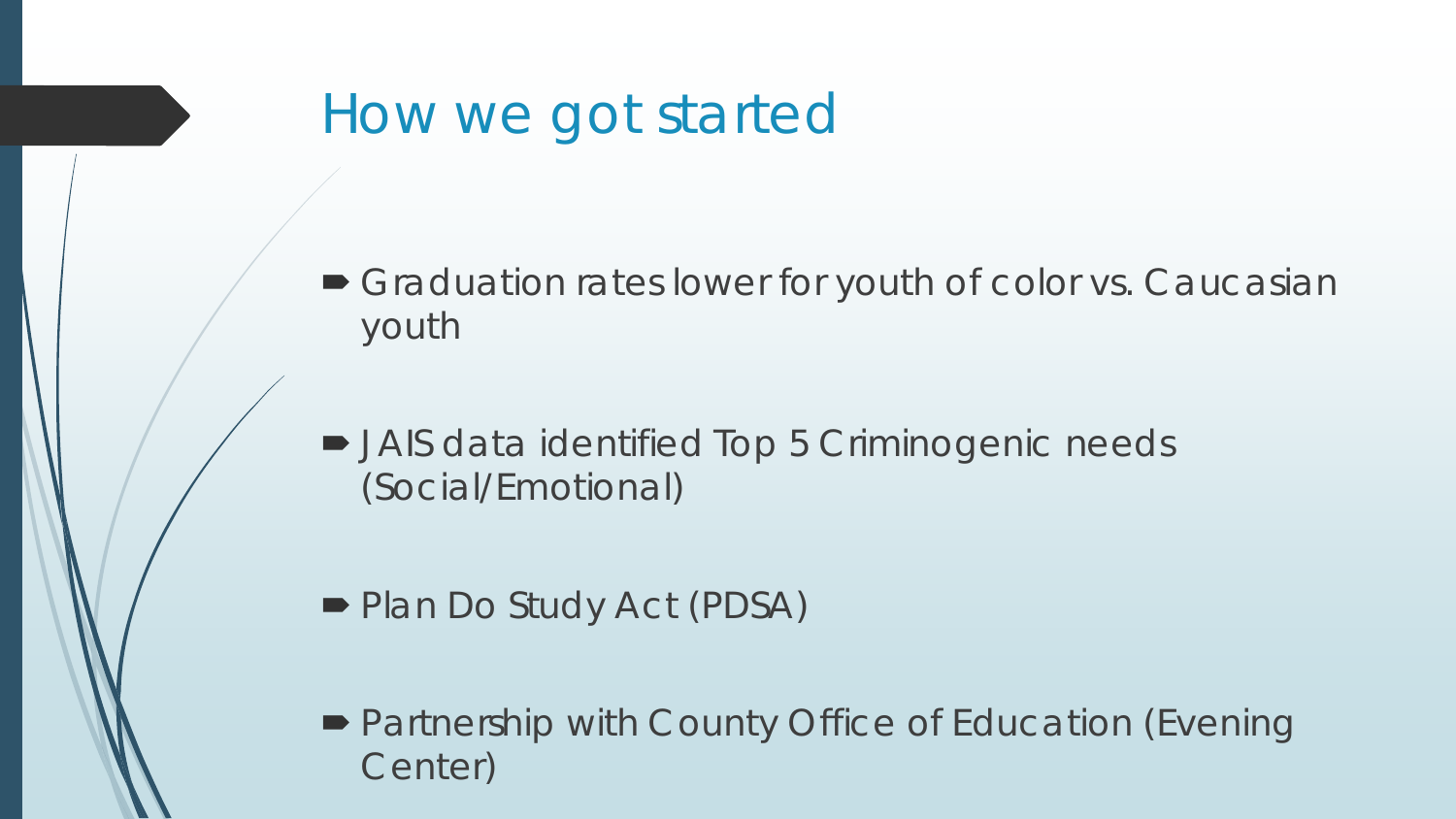# How we got started

- Graduation rates lower for youth of color vs. Caucasian youth
- JAIS data identified Top 5 Criminogenic needs (Social/Emotional)
- Plan Do Study Act (PDSA)
- Partnership with County Office of Education (Evening Center)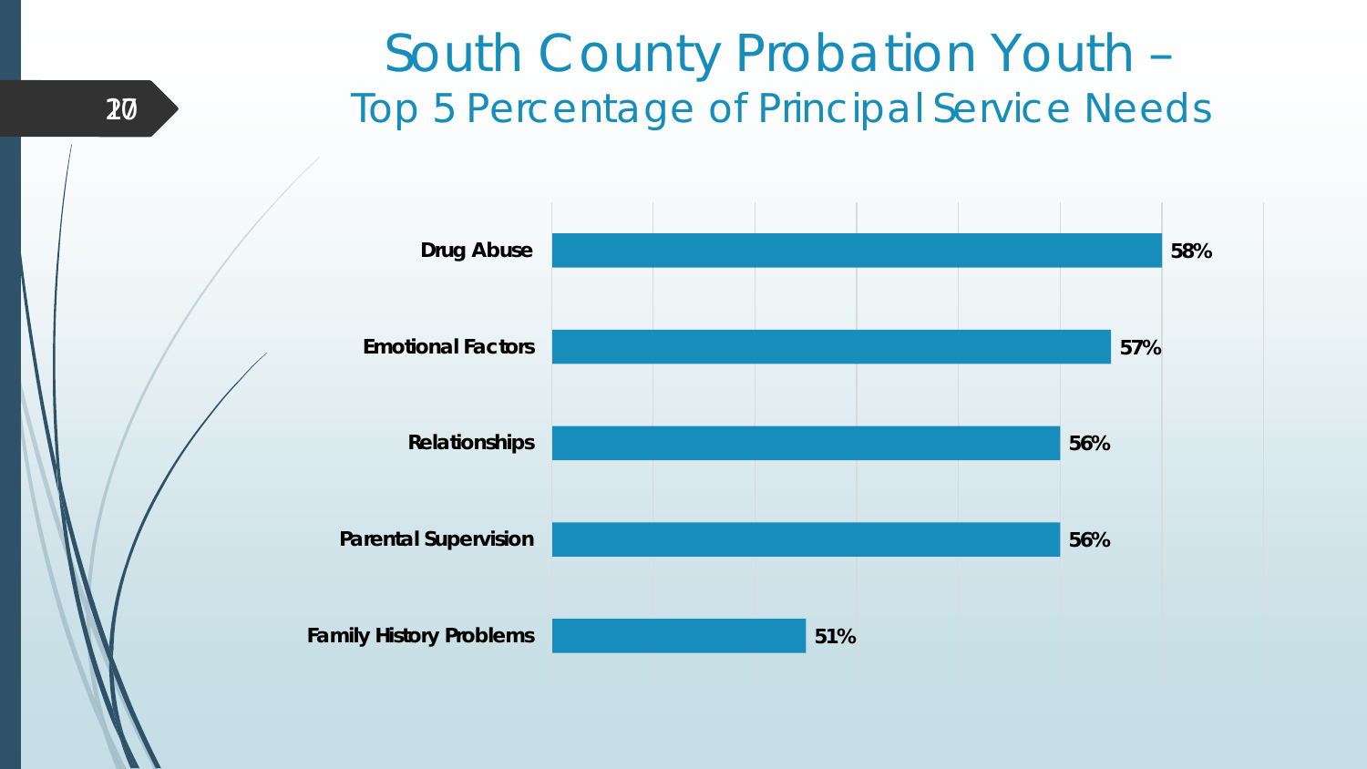# South County Probation Youth –

## Top 5 Percentage of Principal Service Needs

| Service Need | Percentage |
| --- | --- |
| Drug Abuse | 58% |
| Emotional Factors | 57% |
| Relationships | 56% |
| Parental Supervision | 56% |
| Family History Problems | 51% |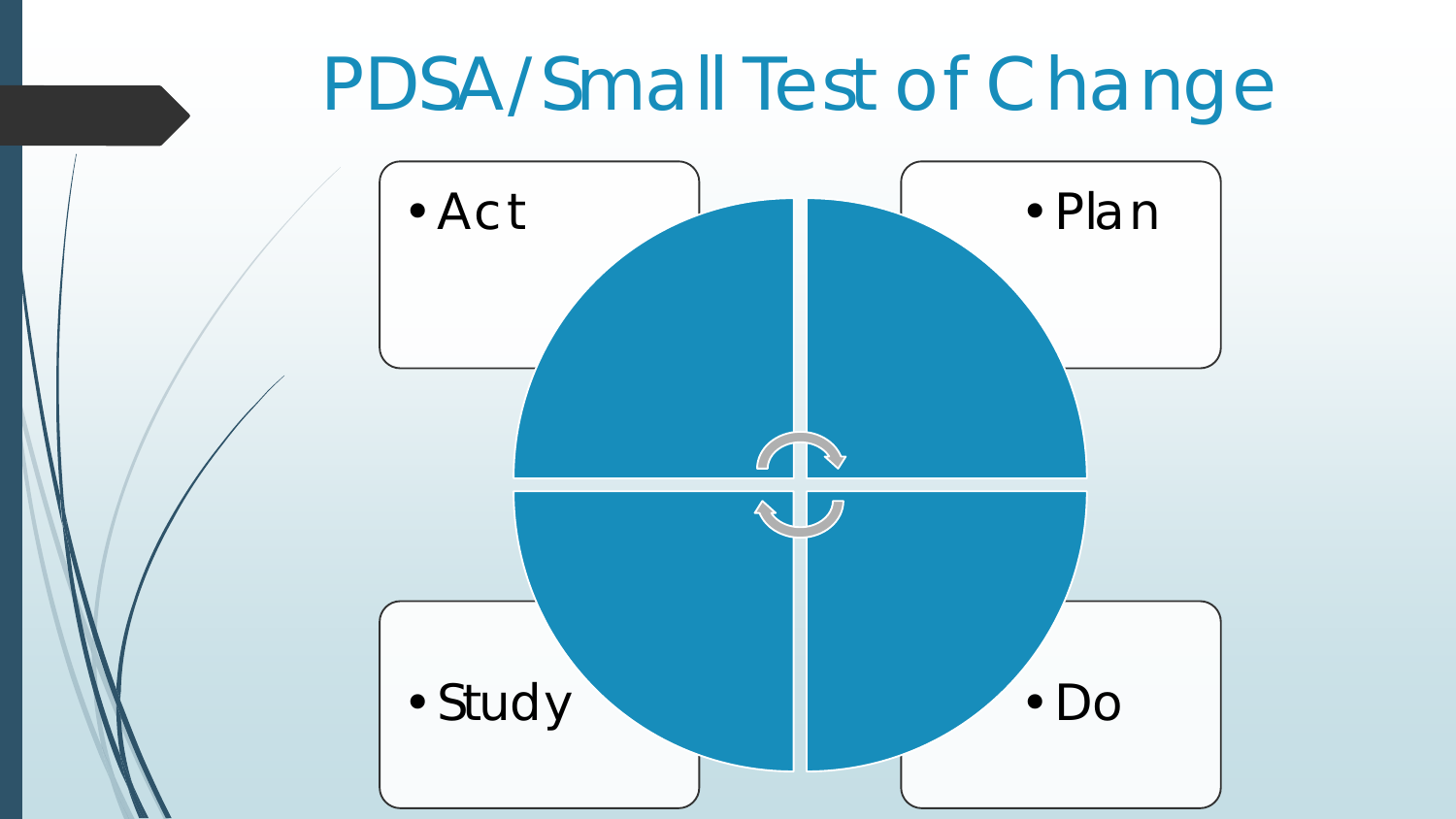# PDSA/Small Test of Change

- Act
- Plan
- Study
- Do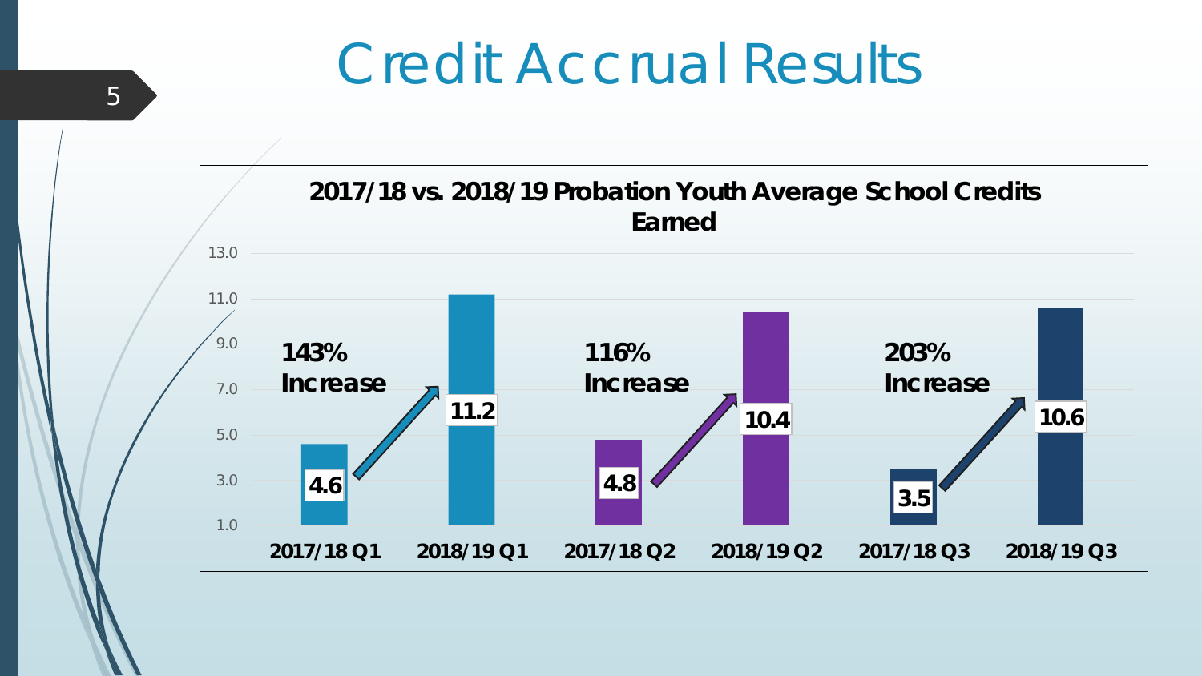# Credit Accrual Results

**2017/18 vs. 2018/19 Probation Youth Average School Credits Earned**

| Quarter | 2017/18 | 2018/19 | Change |
|---|---|---|---|
| Q1 | 4.6 | 11.2 | 143% Increase |
| Q2 | 4.8 | 10.4 | 116% Increase |
| Q3 | 3.5 | 10.6 | 203% Increase |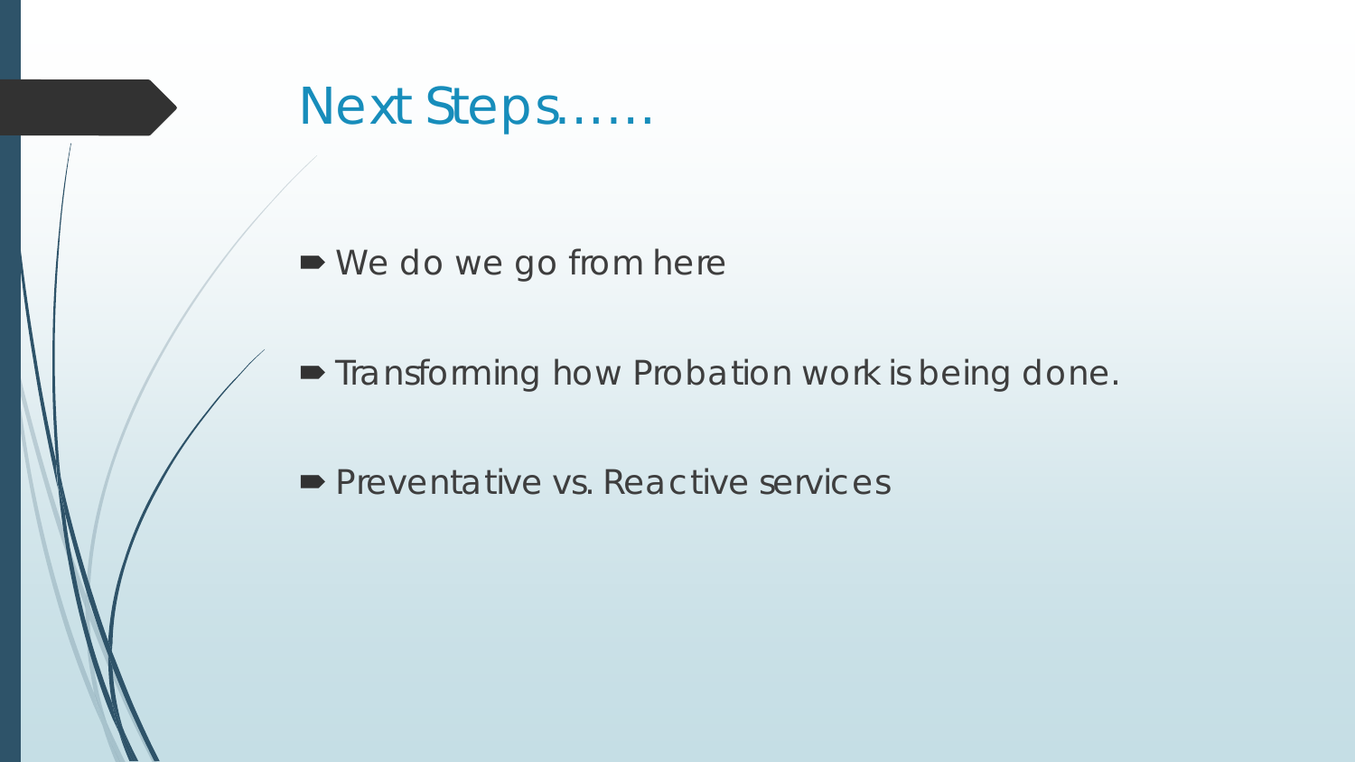# Next Steps……

- We do we go from here

- Transforming how Probation work is being done.

- Preventative vs. Reactive services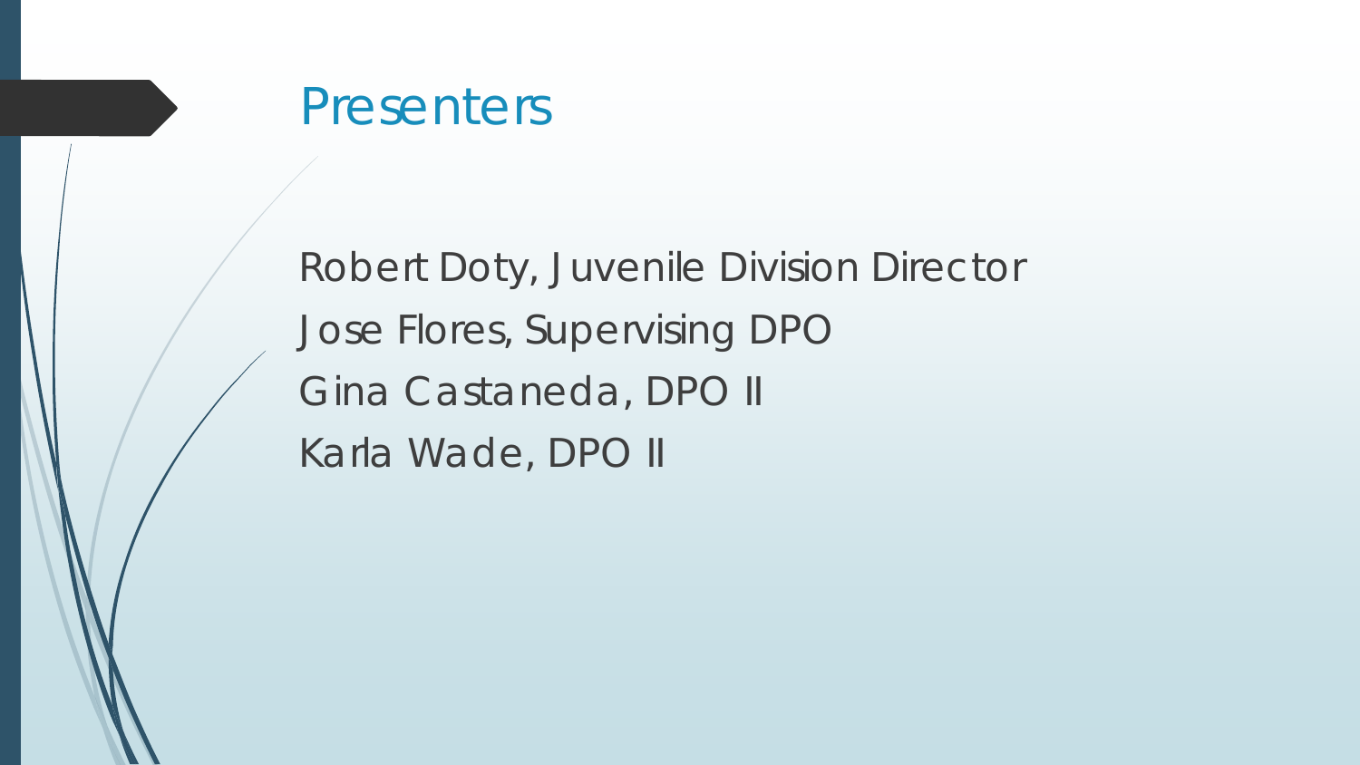# Presenters

Robert Doty, Juvenile Division Director

Jose Flores, Supervising DPO

Gina Castaneda, DPO II

Karla Wade, DPO II